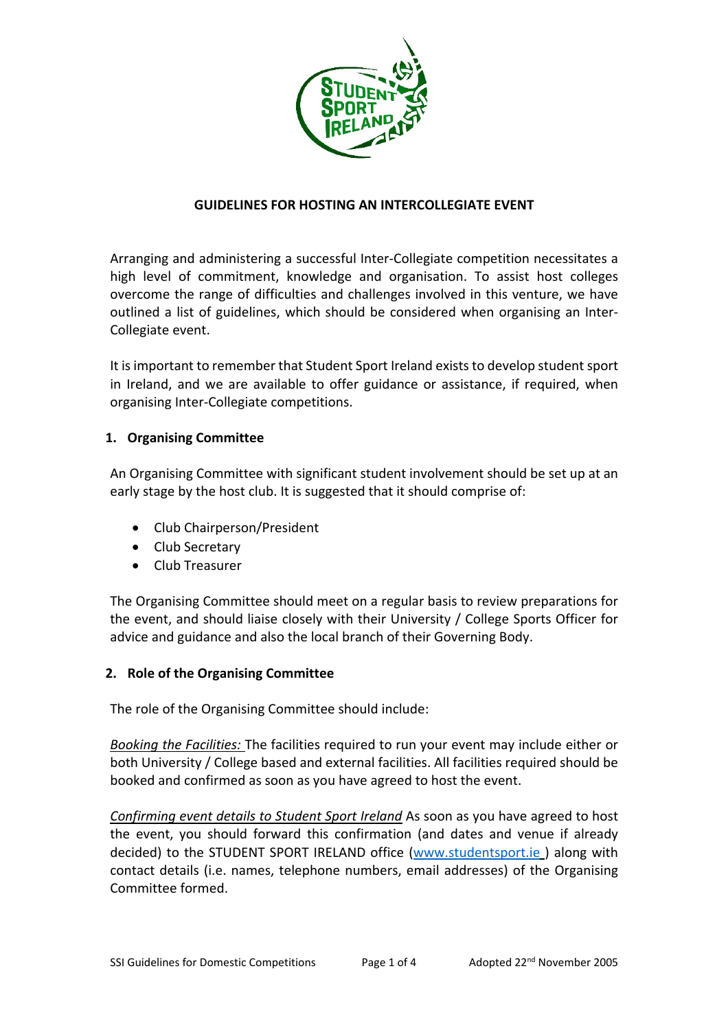# GUIDELINES FOR HOSTING AN INTERCOLLEGIATE EVENT

Arranging and administering a successful Inter-Collegiate competition necessitates a high level of commitment, knowledge and organisation. To assist host colleges overcome the range of difficulties and challenges involved in this venture, we have outlined a list of guidelines, which should be considered when organising an Inter-Collegiate event.

It is important to remember that Student Sport Ireland exists to develop student sport in Ireland, and we are available to offer guidance or assistance, if required, when organising Inter-Collegiate competitions.

## 1. Organising Committee

An Organising Committee with significant student involvement should be set up at an early stage by the host club. It is suggested that it should comprise of:

- Club Chairperson/President
- Club Secretary
- Club Treasurer

The Organising Committee should meet on a regular basis to review preparations for the event, and should liaise closely with their University / College Sports Officer for advice and guidance and also the local branch of their Governing Body.

## 2. Role of the Organising Committee

The role of the Organising Committee should include:

*Booking the Facilities:* The facilities required to run your event may include either or both University / College based and external facilities. All facilities required should be booked and confirmed as soon as you have agreed to host the event.

*Confirming event details to Student Sport Ireland* As soon as you have agreed to host the event, you should forward this confirmation (and dates and venue if already decided) to the STUDENT SPORT IRELAND office (www.studentsport.ie) along with contact details (i.e. names, telephone numbers, email addresses) of the Organising Committee formed.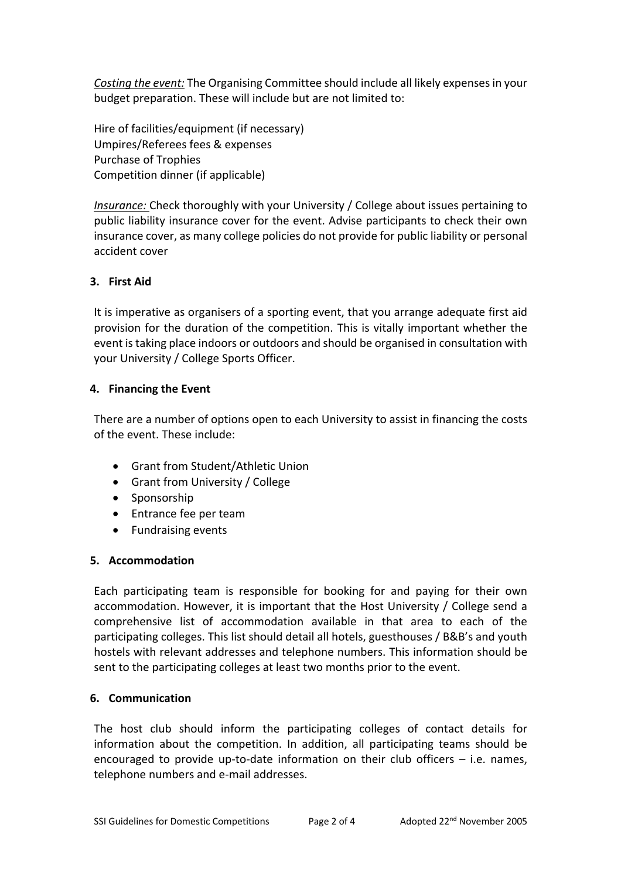*Costing the event:* The Organising Committee should include all likely expenses in your budget preparation. These will include but are not limited to:

Hire of facilities/equipment (if necessary)
Umpires/Referees fees & expenses
Purchase of Trophies
Competition dinner (if applicable)

*Insurance:* Check thoroughly with your University / College about issues pertaining to public liability insurance cover for the event. Advise participants to check their own insurance cover, as many college policies do not provide for public liability or personal accident cover

## 3. First Aid

It is imperative as organisers of a sporting event, that you arrange adequate first aid provision for the duration of the competition. This is vitally important whether the event is taking place indoors or outdoors and should be organised in consultation with your University / College Sports Officer.

## 4. Financing the Event

There are a number of options open to each University to assist in financing the costs of the event. These include:

- Grant from Student/Athletic Union
- Grant from University / College
- Sponsorship
- Entrance fee per team
- Fundraising events

## 5. Accommodation

Each participating team is responsible for booking for and paying for their own accommodation. However, it is important that the Host University / College send a comprehensive list of accommodation available in that area to each of the participating colleges. This list should detail all hotels, guesthouses / B&B's and youth hostels with relevant addresses and telephone numbers. This information should be sent to the participating colleges at least two months prior to the event.

## 6. Communication

The host club should inform the participating colleges of contact details for information about the competition. In addition, all participating teams should be encouraged to provide up-to-date information on their club officers – i.e. names, telephone numbers and e-mail addresses.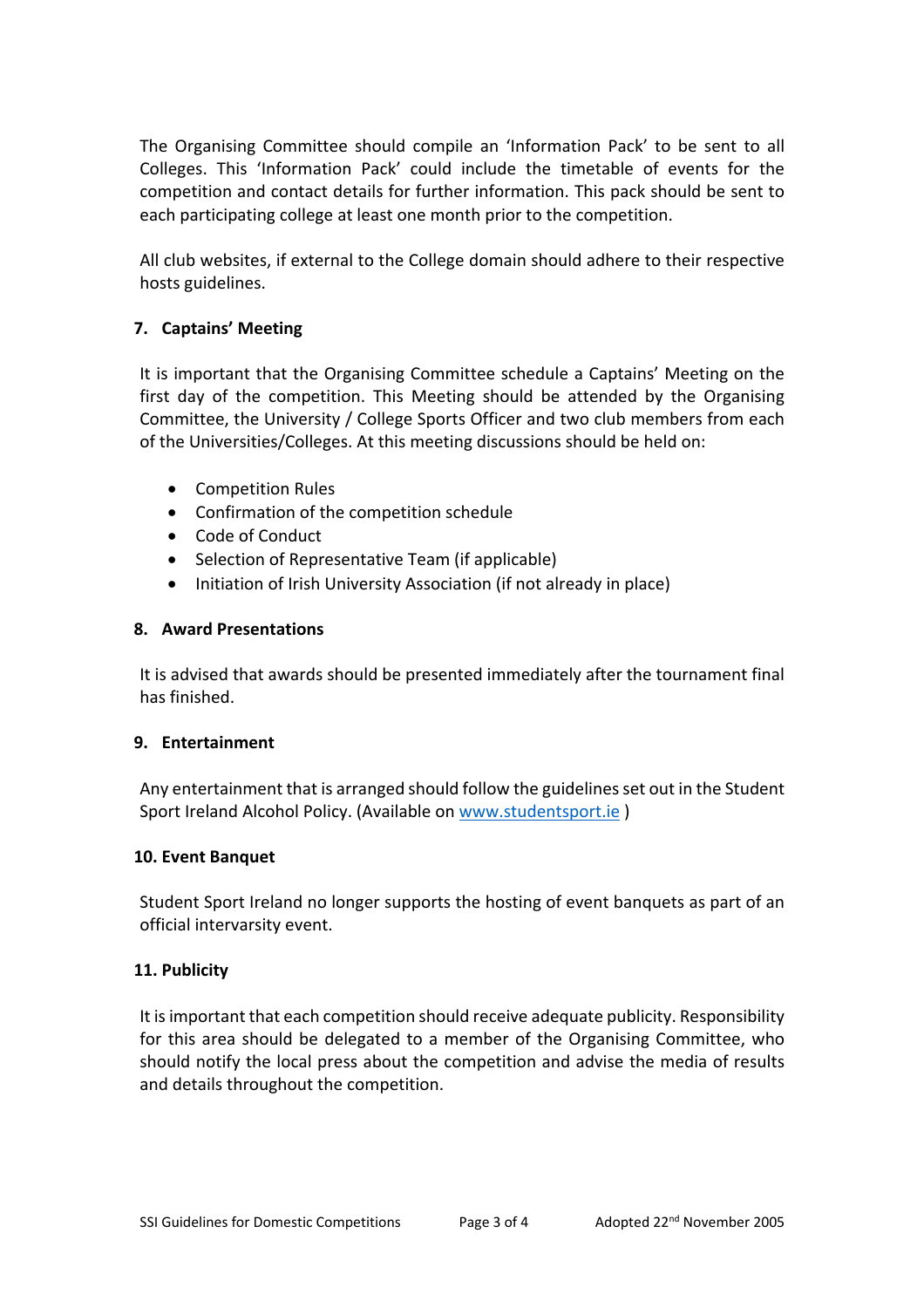The Organising Committee should compile an 'Information Pack' to be sent to all Colleges. This 'Information Pack' could include the timetable of events for the competition and contact details for further information. This pack should be sent to each participating college at least one month prior to the competition.

All club websites, if external to the College domain should adhere to their respective hosts guidelines.

### 7. Captains' Meeting

It is important that the Organising Committee schedule a Captains' Meeting on the first day of the competition. This Meeting should be attended by the Organising Committee, the University / College Sports Officer and two club members from each of the Universities/Colleges. At this meeting discussions should be held on:

- Competition Rules
- Confirmation of the competition schedule
- Code of Conduct
- Selection of Representative Team (if applicable)
- Initiation of Irish University Association (if not already in place)

### 8. Award Presentations

It is advised that awards should be presented immediately after the tournament final has finished.

### 9. Entertainment

Any entertainment that is arranged should follow the guidelines set out in the Student Sport Ireland Alcohol Policy. (Available on [www.studentsport.ie](http://www.studentsport.ie) )

### 10. Event Banquet

Student Sport Ireland no longer supports the hosting of event banquets as part of an official intervarsity event.

### 11. Publicity

It is important that each competition should receive adequate publicity. Responsibility for this area should be delegated to a member of the Organising Committee, who should notify the local press about the competition and advise the media of results and details throughout the competition.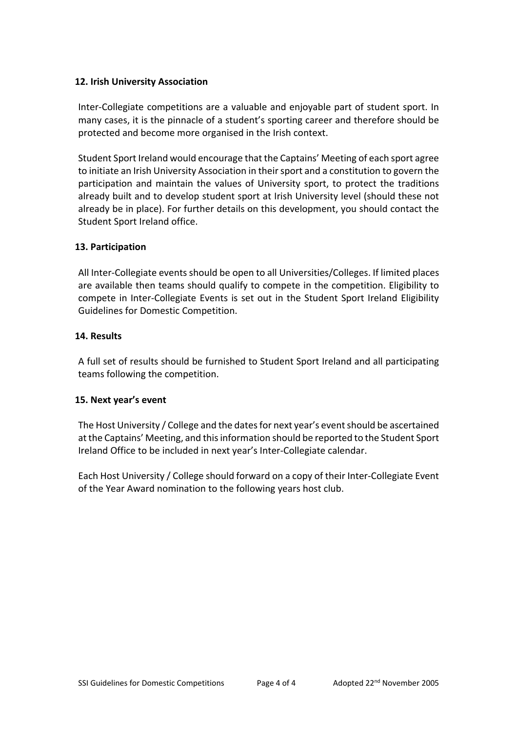## 12. Irish University Association

Inter-Collegiate competitions are a valuable and enjoyable part of student sport. In many cases, it is the pinnacle of a student's sporting career and therefore should be protected and become more organised in the Irish context.

Student Sport Ireland would encourage that the Captains' Meeting of each sport agree to initiate an Irish University Association in their sport and a constitution to govern the participation and maintain the values of University sport, to protect the traditions already built and to develop student sport at Irish University level (should these not already be in place). For further details on this development, you should contact the Student Sport Ireland office.

## 13. Participation

All Inter-Collegiate events should be open to all Universities/Colleges. If limited places are available then teams should qualify to compete in the competition. Eligibility to compete in Inter-Collegiate Events is set out in the Student Sport Ireland Eligibility Guidelines for Domestic Competition.

## 14. Results

A full set of results should be furnished to Student Sport Ireland and all participating teams following the competition.

## 15. Next year's event

The Host University / College and the dates for next year's event should be ascertained at the Captains' Meeting, and this information should be reported to the Student Sport Ireland Office to be included in next year's Inter-Collegiate calendar.

Each Host University / College should forward on a copy of their Inter-Collegiate Event of the Year Award nomination to the following years host club.